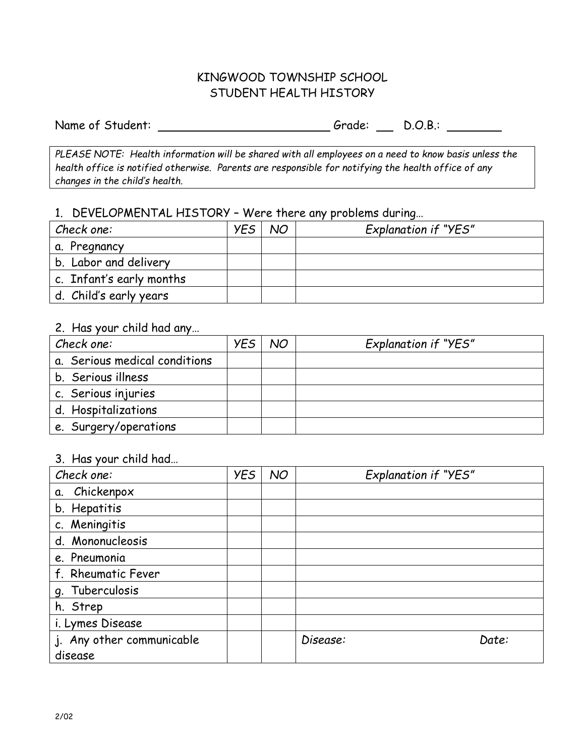# KINGWOOD TOWNSHIP SCHOOL
# STUDENT HEALTH HISTORY

Name of Student: ____________________________ Grade: ___ D.O.B.: _________

*PLEASE NOTE: Health information will be shared with all employees on a need to know basis unless the health office is notified otherwise. Parents are responsible for notifying the health office of any changes in the child's health.*

## 1. DEVELOPMENTAL HISTORY – Were there any problems during…

| *Check one:* | *YES* | *NO* | *Explanation if "YES"* |
|---|---|---|---|
| a. Pregnancy | | | |
| b. Labor and delivery | | | |
| c. Infant's early months | | | |
| d. Child's early years | | | |

## 2. Has your child had any…

| *Check one:* | *YES* | *NO* | *Explanation if "YES"* |
|---|---|---|---|
| a. Serious medical conditions | | | |
| b. Serious illness | | | |
| c. Serious injuries | | | |
| d. Hospitalizations | | | |
| e. Surgery/operations | | | |

## 3. Has your child had…

| *Check one:* | *YES* | *NO* | *Explanation if "YES"* |
|---|---|---|---|
| a. Chickenpox | | | |
| b. Hepatitis | | | |
| c. Meningitis | | | |
| d. Mononucleosis | | | |
| e. Pneumonia | | | |
| f. Rheumatic Fever | | | |
| g. Tuberculosis | | | |
| h. Strep | | | |
| i. Lymes Disease | | | |
| j. Any other communicable disease | | | *Disease:* *Date:* |

2/02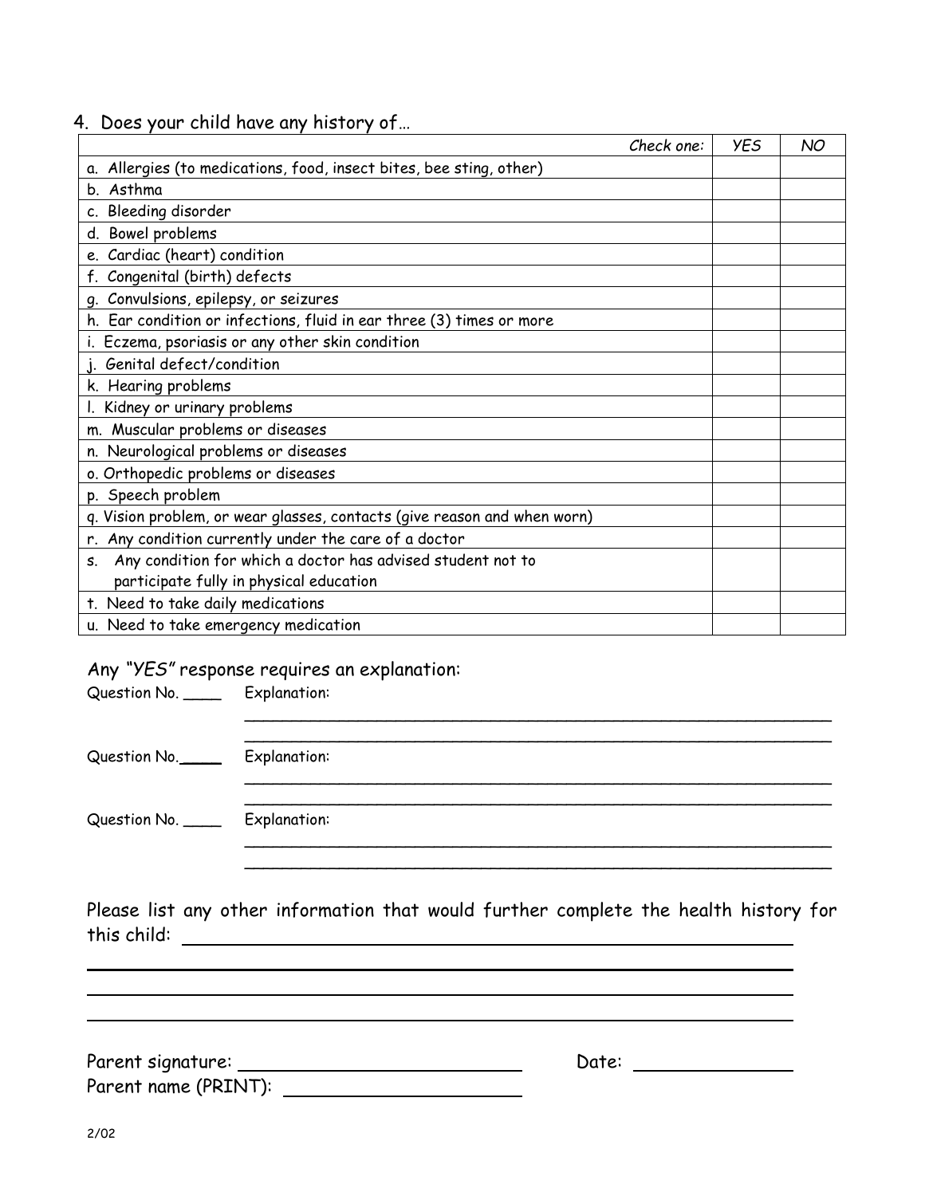4. Does your child have any history of…

| *Check one:* | *YES* | *NO* |
|---|---|---|
| a. Allergies (to medications, food, insect bites, bee sting, other) | | |
| b. Asthma | | |
| c. Bleeding disorder | | |
| d. Bowel problems | | |
| e. Cardiac (heart) condition | | |
| f. Congenital (birth) defects | | |
| g. Convulsions, epilepsy, or seizures | | |
| h. Ear condition or infections, fluid in ear three (3) times or more | | |
| i. Eczema, psoriasis or any other skin condition | | |
| j. Genital defect/condition | | |
| k. Hearing problems | | |
| l. Kidney or urinary problems | | |
| m. Muscular problems or diseases | | |
| n. Neurological problems or diseases | | |
| o. Orthopedic problems or diseases | | |
| p. Speech problem | | |
| q. Vision problem, or wear glasses, contacts (give reason and when worn) | | |
| r. Any condition currently under the care of a doctor | | |
| s. Any condition for which a doctor has advised student not to participate fully in physical education | | |
| t. Need to take daily medications | | |
| u. Need to take emergency medication | | |

Any "*YES*" response requires an explanation:

Question No. ____ Explanation: ______________________________________________________________

______________________________________________________________

Question No. ____ Explanation: ______________________________________________________________

______________________________________________________________

Question No. ____ Explanation: ______________________________________________________________

______________________________________________________________

Please list any other information that would further complete the health history for this child: ______________________________________________________________

______________________________________________________________

______________________________________________________________

______________________________________________________________

Parent signature: ____________________________ Date: ________________

Parent name (PRINT): ________________________

2/02